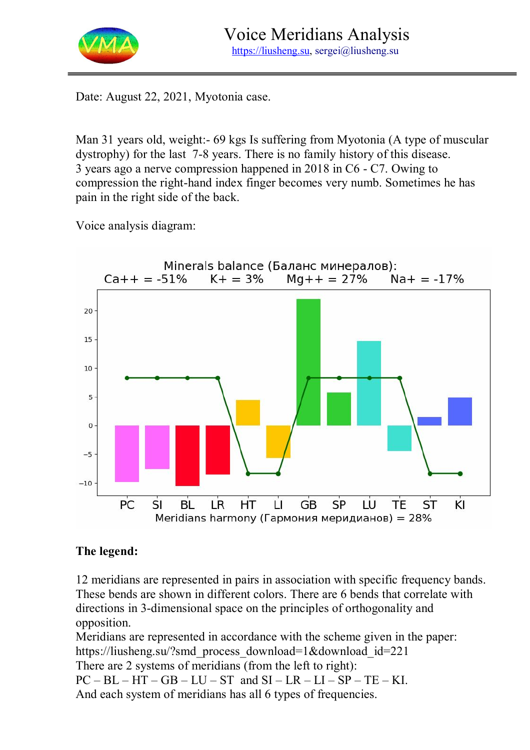# Voice Meridians Analysis

https://liusheng.su, sergei@liusheng.su

Date: August 22, 2021, Myotonia case.

Man 31 years old, weight:- 69 kgs Is suffering from Myotonia (A type of muscular dystrophy) for the last 7-8 years. There is no family history of this disease.
3 years ago a nerve compression happened in 2018 in C6 - C7. Owing to compression the right-hand index finger becomes very numb. Sometimes he has pain in the right side of the back.

Voice analysis diagram:

Minerals balance (Баланс минералов):
$Ca^{++}$ = -51%  $K^{+}$ = 3%  $Mg^{++}$ = 27%  $Na^{+}$ = -17%

Meridians harmony (Гармония меридианов) = 28%

**The legend:**

12 meridians are represented in pairs in association with specific frequency bands. These bends are shown in different colors. There are 6 bends that correlate with directions in 3-dimensional space on the principles of orthogonality and opposition.
Meridians are represented in accordance with the scheme given in the paper: https://liusheng.su/?smd_process_download=1&download_id=221
There are 2 systems of meridians (from the left to right):
PC – BL – HT – GB – LU – ST and SI – LR – LI – SP – TE – KI.
And each system of meridians has all 6 types of frequencies.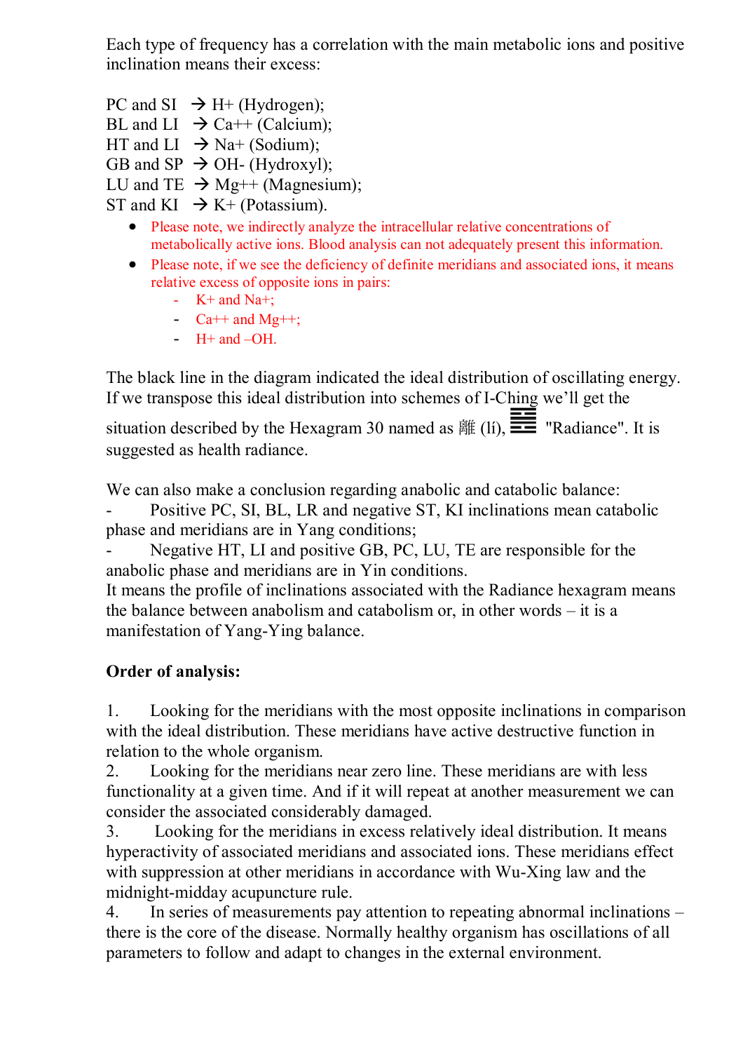Each type of frequency has a correlation with the main metabolic ions and positive inclination means their excess:

PC and SI → $H^+$ (Hydrogen);  
BL and LI → $Ca^{++}$ (Calcium);  
HT and LI → $Na^+$ (Sodium);  
GB and SP → $OH^-$ (Hydroxyl);  
LU and TE → $Mg^{++}$ (Magnesium);  
ST and KI → $K^+$ (Potassium).

- Please note, we indirectly analyze the intracellular relative concentrations of metabolically active ions. Blood analysis can not adequately present this information.
- Please note, if we see the deficiency of definite meridians and associated ions, it means relative excess of opposite ions in pairs:
  - $K^+$ and $Na^+$;
  - $Ca^{++}$ and $Mg^{++}$;
  - $H^+$ and $-OH$.

The black line in the diagram indicated the ideal distribution of oscillating energy. If we transpose this ideal distribution into schemes of I-Ching we'll get the situation described by the Hexagram 30 named as 離 (lí), ䷝ "Radiance". It is suggested as health radiance.

We can also make a conclusion regarding anabolic and catabolic balance:

- Positive PC, SI, BL, LR and negative ST, KI inclinations mean catabolic phase and meridians are in Yang conditions;
- Negative HT, LI and positive GB, PC, LU, TE are responsible for the anabolic phase and meridians are in Yin conditions.

It means the profile of inclinations associated with the Radiance hexagram means the balance between anabolism and catabolism or, in other words – it is a manifestation of Yang-Ying balance.

**Order of analysis:**

1. Looking for the meridians with the most opposite inclinations in comparison with the ideal distribution. These meridians have active destructive function in relation to the whole organism.
2. Looking for the meridians near zero line. These meridians are with less functionality at a given time. And if it will repeat at another measurement we can consider the associated considerably damaged.
3. Looking for the meridians in excess relatively ideal distribution. It means hyperactivity of associated meridians and associated ions. These meridians effect with suppression at other meridians in accordance with Wu-Xing law and the midnight-midday acupuncture rule.
4. In series of measurements pay attention to repeating abnormal inclinations – there is the core of the disease. Normally healthy organism has oscillations of all parameters to follow and adapt to changes in the external environment.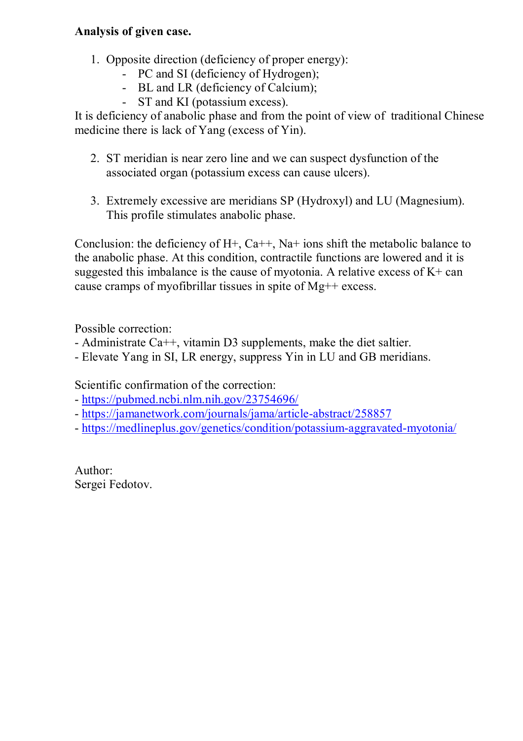**Analysis of given case.**

1. Opposite direction (deficiency of proper energy):
   - PC and SI (deficiency of Hydrogen);
   - BL and LR (deficiency of Calcium);
   - ST and KI (potassium excess).

It is deficiency of anabolic phase and from the point of view of traditional Chinese medicine there is lack of Yang (excess of Yin).

2. ST meridian is near zero line and we can suspect dysfunction of the associated organ (potassium excess can cause ulcers).

3. Extremely excessive are meridians SP (Hydroxyl) and LU (Magnesium). This profile stimulates anabolic phase.

Conclusion: the deficiency of $H^+$, $Ca^{++}$, $Na^+$ ions shift the metabolic balance to the anabolic phase. At this condition, contractile functions are lowered and it is suggested this imbalance is the cause of myotonia. A relative excess of $K^+$ can cause cramps of myofibrillar tissues in spite of $Mg^{++}$ excess.

Possible correction:
- Administrate $Ca^{++}$, vitamin D3 supplements, make the diet saltier.
- Elevate Yang in SI, LR energy, suppress Yin in LU and GB meridians.

Scientific confirmation of the correction:
- https://pubmed.ncbi.nlm.nih.gov/23754696/
- https://jamanetwork.com/journals/jama/article-abstract/258857
- https://medlineplus.gov/genetics/condition/potassium-aggravated-myotonia/

Author:
Sergei Fedotov.